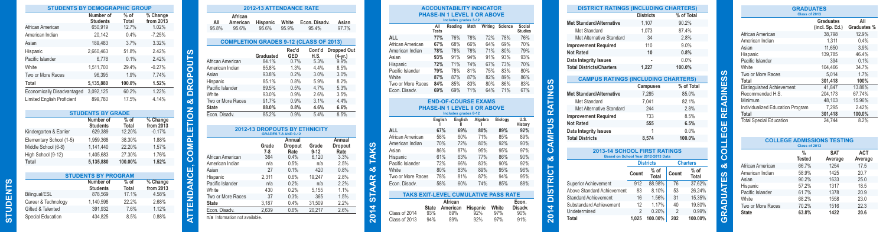# STUDENTS

## STUDENTS BY DEMOGRAPHIC GROUP

| | Number of Students | % of Total | % Change from 2013 |
|---|---|---|---|
| African American | 650,919 | 12.7% | 1.02% |
| American Indian | 20,142 | 0.4% | -7.25% |
| Asian | 189,483 | 3.7% | 3.32% |
| Hispanic | 2,660,463 | 51.8% | 2.42% |
| Pacific Islander | 6,778 | 0.1% | 2.42% |
| White | 1,511,700 | 29.4% | -0.27% |
| Two or More Races | 96,395 | 1.9% | 7.74% |
| Total | 5,135,880 | 100.0% | 1.52% |
| Economically Disadvantaged | 3,092,125 | 60.2% | 1.22% |
| Limited English Proficient | 899,780 | 17.5% | 4.14% |

## STUDENTS BY GRADE

| | Number of Students | % of Total | % Change from 2013 |
|---|---|---|---|
| Kindergarten & Earlier | 629,389 | 12.20% | -0.17% |
| Elementary School (1-5) | 1,959,368 | 38.30% | 1.88% |
| Middle School (6-8) | 1,141,440 | 22.20% | 1.57% |
| High School (9-12) | 1,405,683 | 27.30% | 1.76% |
| Total | 5,135,880 | 100.00% | 1.52% |

## STUDENTS BY PROGRAM

| | Number of Students | % of Total | % Change from 2013 |
|---|---|---|---|
| Bilingual/ESL | 878,569 | 17.1% | 4.58% |
| Career & Technology | 1,140,598 | 22.2% | 2.68% |
| Gifted & Talented | 391,932 | 7.6% | 1.12% |
| Special Education | 434,825 | 8.5% | 0.88% |

# ATTENDANCE, COMPLETION & DROPOUTS

## 2012-13 ATTENDANCE RATE

| All | African American | Hispanic | White | Econ. Disadv. | Asian |
|---|---|---|---|---|---|
| 95.8% | 95.6% | 95.6% | 95.9% | 95.4% | 97.7% |

## COMPLETION GRADES 9-12 (CLASS OF 2013)

| | Graduated | Rec'd GED | Cont'd H.S. | Dropped Out (4-yr.) |
|---|---|---|---|---|
| African American | 84.1% | 0.7% | 5.3% | 9.9% |
| American Indian | 85.8% | 1.3% | 4.4% | 8.5% |
| Asian | 93.8% | 0.2% | 3.0% | 3.0% |
| Hispanic | 85.1% | 0.8% | 5.9% | 8.2% |
| Pacific Islander | 89.5% | 0.5% | 4.7% | 5.3% |
| White | 93.0% | 0.9% | 2.6% | 3.5% |
| Two or More Races | 91.7% | 0.9% | 3.1% | 4.4% |
| State | 88.0% | 0.8% | 4.6% | 6.6% |
| Econ. Disadv. | 85.2% | 0.9% | 5.4% | 8.5% |

## 2012-13 DROPOUTS BY ETHNICITY

GRADES 7-8 AND 9-12

| | Grade 7-8 | Annual Dropout Rate | Grade 9-12 | Annual Dropout Rate |
|---|---|---|---|---|
| African American | 364 | 0.4% | 6,120 | 3.3% |
| American Indian | n/a | 0.5% | n/a | 2.5% |
| Asian | 27 | 0.1% | 420 | 0.8% |
| Hispanic | 2,311 | 0.6% | 19,247 | 2.8% |
| Pacific Islander | n/a | 0.2% | n/a | 2.2% |
| White | 430 | 0.2% | 5,155 | 1.1% |
| Two or More Races | 37 | 0.3% | 365 | 1.5% |
| State | 3,187 | 0.4% | 31,509 | 2.2% |
| Econ. Disadv. | 2,639 | 0.6% | 20,217 | 2.6% |

n/a Information not available.

# 2014 STAAR & TAKS

## ACCOUNTABILITY INDICATOR PHASE-IN 1 LEVEL II OR ABOVE

Includes grades 3-12

| | All Tests | Reading | Math | Writing | Science | Social Studies |
|---|---|---|---|---|---|---|
| ALL | 77% | 76% | 78% | 72% | 78% | 76% |
| African American | 67% | 68% | 66% | 64% | 69% | 70% |
| American Indian | 78% | 78% | 78% | 71% | 80% | 79% |
| Asian | 93% | 91% | 94% | 91% | 93% | 93% |
| Hispanic | 72% | 71% | 74% | 67% | 73% | 70% |
| Pacific Islander | 79% | 78% | 81% | 75% | 83% | 80% |
| White | 87% | 87% | 87% | 82% | 89% | 86% |
| Two or More Races | 84% | 85% | 83% | 80% | 86% | 83% |
| Econ. Disadv. | 69% | 69% | 71% | 64% | 71% | 67% |

## END-OF-COURSE EXAMS PHASE-IN 1 LEVEL II OR ABOVE

Includes grades 8-12

| | English I | English II | Algebra I | Biology | U.S. History |
|---|---|---|---|---|---|
| ALL | 67% | 69% | 80% | 89% | 92% |
| African American | 58% | 60% | 71% | 85% | 89% |
| American Indian | 70% | 72% | 80% | 92% | 93% |
| Asian | 86% | 87% | 95% | 95% | 97% |
| Hispanic | 61% | 63% | 77% | 86% | 90% |
| Pacific Islander | 72% | 66% | 83% | 90% | 92% |
| White | 80% | 83% | 89% | 95% | 96% |
| Two or More Races | 78% | 81% | 87% | 94% | 95% |
| Econ. Disadv. | 58% | 60% | 74% | 85% | 88% |

## TAKS EXIT-LEVEL CUMULATIVE PASS RATE

| | State | African American | Hispanic | White | Econ. Disadv. |
|---|---|---|---|---|---|
| Class of 2014 | 93% | 89% | 92% | 97% | 90% |
| Class of 2013 | 94% | 89% | 92% | 97% | 91% |

# 2014 DISTRICT & CAMPUS RATINGS

## DISTRICT RATINGS (INCLUDING CHARTERS)

| | Districts | % of Total |
|---|---|---|
| Met Standard/Alternative | 1,107 | 90.2% |
| Met Standard | 1,073 | 87.4% |
| Met Alternative Standard | 34 | 2.8% |
| Improvement Required | 110 | 9.0% |
| Not Rated | 10 | 0.8% |
| Data Integrity Issues | - | 0.0% |
| Total Districts/Charters | 1,227 | 100.0% |

## CAMPUS RATINGS (INCLUDING CHARTERS)

| | Campuses | % of Total |
|---|---|---|
| Met Standard/Alternative | 7,285 | 85.0% |
| Met Standard | 7,041 | 82.1% |
| Met Alternative Standard | 244 | 2.8% |
| Improvement Required | 733 | 8.5% |
| Not Rated | 555 | 6.5% |
| Data Integrity Issues | 1 | 0.0% |
| Total Districts | 8,574 | 100.0% |

## 2013-14 SCHOOL FIRST RATINGS

Based on School Year 2012-2013 Data

| | Districts | | Charters | |
|---|---|---|---|---|
| | Count | % of Total | Count | % of Total |
| Superior Achievement | 912 | 88.98% | 76 | 37.62% |
| Above Standard Achievement | 83 | 8.10% | 53 | 26.24% |
| Standard Achievement | 16 | 1.56% | 31 | 15.35% |
| Substandard Achievement | 12 | 1.17% | 40 | 19.80% |
| Undetermined | 2 | 0.20% | 2 | 0.99% |
| Total | 1,025 | 100.00% | 202 | 100.00% |

# GRADUATES & COLLEGE READINESS

## GRADUATES

Class of 2013

| | Graduates (incl. Sp. Ed.) | All Graduates % |
|---|---|---|
| African American | 38,798 | 12.9% |
| American Indian | 1,311 | 0.4% |
| Asian | 11,650 | 3.9% |
| Hispanic | 139,785 | 46.4% |
| Pacific Islander | 394 | 0.1% |
| White | 104,466 | 34.7% |
| Two or More Races | 5,014 | 1.7% |
| Total | 301,418 | 100% |
| Distinguished Achievement | 41,847 | 13.88% |
| Recommended H.S. | 204,173 | 67.74% |
| Minimum | 48,103 | 15.96% |
| Individualized Education Program | 7,295 | 2.42% |
| Total | 301,418 | 100.0% |
| Total Special Education | 24,744 | 8.2% |

## COLLEGE ADMISSIONS TESTING

Class of 2013

| | % Tested | SAT Average | ACT Average |
|---|---|---|---|
| African American | 66.7% | 1254 | 17.5 |
| American Indian | 58.9% | 1425 | 20.7 |
| Asian | 90.2% | 1633 | 25.0 |
| Hispanic | 57.2% | 1317 | 18.5 |
| Pacific Islander | 61.7% | 1378 | 20.9 |
| White | 68.2% | 1558 | 23.0 |
| Two or More Races | 70.2% | 1516 | 22.3 |
| State | 63.8% | 1422 | 20.6 |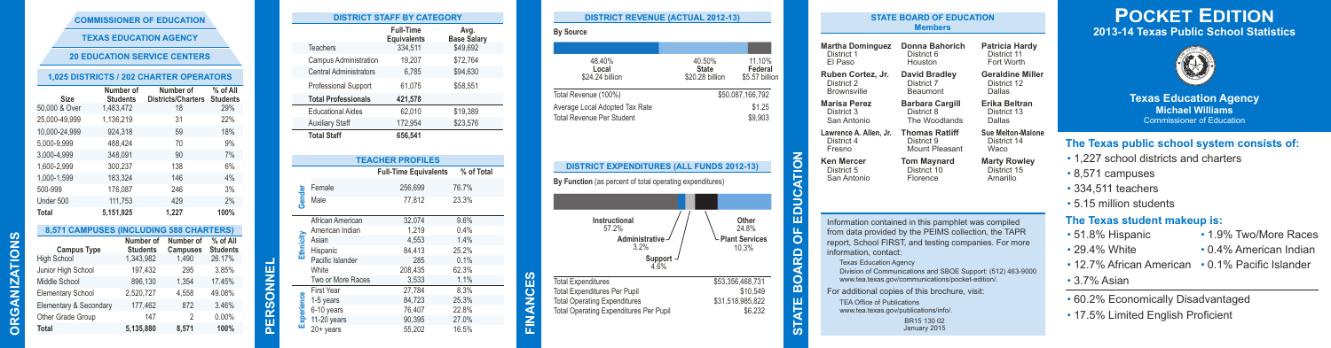# ORGANIZATIONS

**COMMISSIONER OF EDUCATION**

**TEXAS EDUCATION AGENCY**

**20 EDUCATION SERVICE CENTERS**

### 1,025 DISTRICTS / 202 CHARTER OPERATORS

| Size | Number of Students | Number of Districts/Charters | % of All Students |
|---|---|---|---|
| 50,000 & Over | 1,483,472 | 18 | 29% |
| 25,000-49,999 | 1,136,219 | 31 | 22% |
| 10,000-24,999 | 924,318 | 59 | 18% |
| 5,000-9,999 | 488,424 | 70 | 9% |
| 3,000-4,999 | 348,091 | 90 | 7% |
| 1,600-2,999 | 300,237 | 138 | 6% |
| 1,000-1,599 | 183,324 | 146 | 4% |
| 500-999 | 176,087 | 246 | 3% |
| Under 500 | 111,753 | 429 | 2% |
| Total | 5,151,925 | 1,227 | 100% |

### 8,571 CAMPUSES (INCLUDING 588 CHARTERS)

| Campus Type | Number of Students | Number of Campuses | % of All Students |
|---|---|---|---|
| High School | 1,343,982 | 1,490 | 26.17% |
| Junior High School | 197,432 | 295 | 3.85% |
| Middle School | 896,130 | 1,354 | 17.45% |
| Elementary School | 2,520,727 | 4,558 | 49.08% |
| Elementary & Secondary | 177,462 | 872 | 3.46% |
| Other Grade Group | 147 | 2 | 0.00% |
| Total | 5,135,880 | 8,571 | 100% |

# PERSONNEL

### DISTRICT STAFF BY CATEGORY

| | Full-Time Equivalents | Avg. Base Salary |
|---|---|---|
| Teachers | 334,511 | $49,692 |
| Campus Administration | 19,207 | $72,764 |
| Central Administrators | 6,785 | $94,630 |
| Professional Support | 61,075 | $58,551 |
| **Total Professionals** | **421,578** | |
| Educational Aides | 62,010 | $19,389 |
| Auxiliary Staff | 172,954 | $23,576 |
| **Total Staff** | **656,541** | |

### TEACHER PROFILES

| | | Full-Time Equivalents | % of Total |
|---|---|---|---|
| Gender | Female | 256,699 | 76.7% |
| | Male | 77,812 | 23.3% |
| Ethnicity | African American | 32,074 | 9.6% |
| | American Indian | 1,219 | 0.4% |
| | Asian | 4,553 | 1.4% |
| | Hispanic | 84,413 | 25.2% |
| | Pacific Islander | 285 | 0.1% |
| | White | 208,435 | 62.3% |
| | Two or More Races | 3,533 | 1.1% |
| Experience | First Year | 27,784 | 8.3% |
| | 1-5 years | 84,723 | 25.3% |
| | 6-10 years | 76,407 | 22.8% |
| | 11-20 years | 90,395 | 27.0% |
| | 20+ years | 55,202 | 16.5% |

# FINANCES

### DISTRICT REVENUE (ACTUAL 2012-13)

**By Source**

48.40%
Local
$24.24 billion

40.50%
State
$20.28 billion

11.10%
Federal
$5.57 billion

| | |
|---|---|
| Total Revenue (100%) | $50,087,166,792 |
| Average Local Adopted Tax Rate | $1.25 |
| Total Revenue Per Student | $9,903 |

### DISTRICT EXPENDITURES (ALL FUNDS 2012-13)

**By Function** (as percent of total operating expenditures)

Instructional
57.2%

Administrative
3.2%

Support
4.6%

Other
24.8%

Plant Services
10.3%

| | |
|---|---|
| Total Expenditures | $53,356,468,731 |
| Total Expenditures Per Pupil | $10,549 |
| Total Operating Expenditures | $31,518,985,822 |
| Total Operating Expenditures Per Pupil | $6,232 |

# STATE BOARD OF EDUCATION

### STATE BOARD OF EDUCATION Members

| | | |
|---|---|---|
| **Martha Dominguez** District 1 El Paso | **Donna Bahorich** District 6 Houston | **Patricia Hardy** District 11 Fort Worth |
| **Ruben Cortez, Jr.** District 2 Brownsville | **David Bradley** District 7 Beaumont | **Geraldine Miller** District 12 Dallas |
| **Marisa Perez** District 3 San Antonio | **Barbara Cargill** District 8 The Woodlands | **Erika Beltran** District 13 Dallas |
| **Lawrence A. Allen, Jr.** District 4 Fresno | **Thomas Ratliff** District 9 Mount Pleasant | **Sue Melton-Malone** District 14 Waco |
| **Ken Mercer** District 5 San Antonio | **Tom Maynard** District 10 Florence | **Marty Rowley** District 15 Amarillo |

Information contained in this pamphlet was compiled from data provided by the PEIMS collection, the TAPR report, School FIRST, and testing companies. For more information, contact:

Texas Education Agency
Division of Communications and SBOE Support: (512) 463-9000
www.tea.texas.gov/communications/pocket-edition/.

For additional copies of this brochure, visit:

TEA Office of Publications
www.tea.texas.gov/publications/info/.

BR15 130 02
January 2015

# POCKET EDITION

## 2013-14 Texas Public School Statistics

**Texas Education Agency**
**Michael Williams**
Commissioner of Education

### The Texas public school system consists of:

- 1,227 school districts and charters
- 8,571 campuses
- 334,511 teachers
- 5.15 million students

### The Texas student makeup is:

- 51.8% Hispanic
- 29.4% White
- 12.7% African American
- 3.7% Asian
- 1.9% Two/More Races
- 0.4% American Indian
- 0.1% Pacific Islander

- 60.2% Economically Disadvantaged
- 17.5% Limited English Proficient